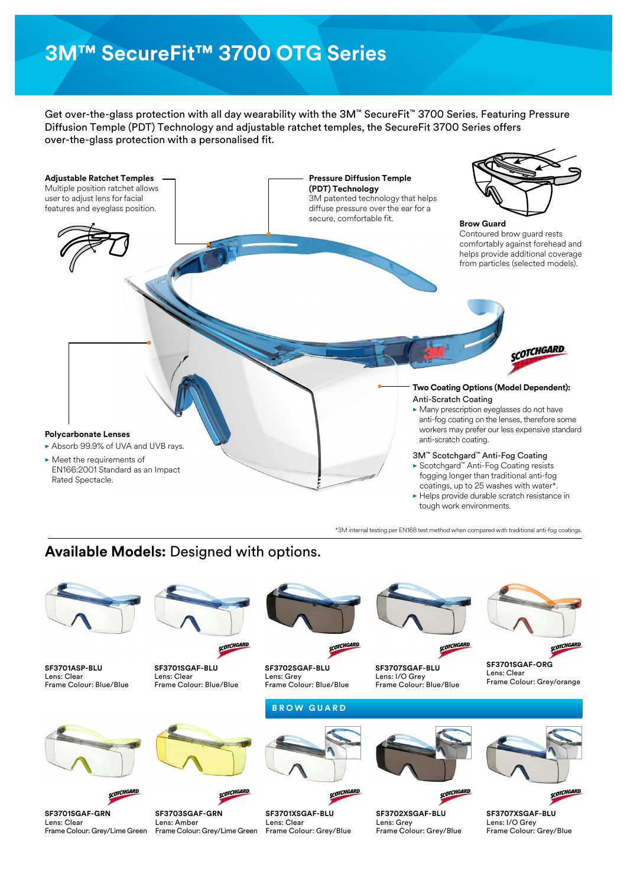# 3M™ SecureFit™ 3700 OTG Series

Get over-the-glass protection with all day wearability with the 3M™ SecureFit™ 3700 Series. Featuring Pressure Diffusion Temple (PDT) Technology and adjustable ratchet temples, the SecureFit 3700 Series offers over-the-glass protection with a personalised fit.

**Adjustable Ratchet Temples**
Multiple position ratchet allows user to adjust lens for facial features and eyeglass position.

**Pressure Diffusion Temple (PDT) Technology**
3M patented technology that helps diffuse pressure over the ear for a secure, comfortable fit.

**Brow Guard**
Contoured brow guard rests comfortably against forehead and helps provide additional coverage from particles (selected models).

**Polycarbonate Lenses**
- Absorb 99.9% of UVA and UVB rays.
- Meet the requirements of EN166:2001 Standard as an Impact Rated Spectacle.

**Two Coating Options (Model Dependent):**

Anti-Scratch Coating
- Many prescription eyeglasses do not have anti-fog coating on the lenses, therefore some workers may prefer our less expensive standard anti-scratch coating.

3M™ Scotchgard™ Anti-Fog Coating
- Scotchgard™ Anti-Fog Coating resists fogging longer than traditional anti-fog coatings, up to 25 washes with water*.
- Helps provide durable scratch resistance in tough work environments.

*3M internal testing per EN168 test method when compared with traditional anti-fog coatings.

## Available Models: Designed with options.

**SF3701ASP-BLU**
Lens: Clear
Frame Colour: Blue/Blue

**SF3701SGAF-BLU**
Lens: Clear
Frame Colour: Blue/Blue

**SF3702SGAF-BLU**
Lens: Grey
Frame Colour: Blue/Blue

**SF3707SGAF-BLU**
Lens: I/O Grey
Frame Colour: Blue/Blue

**SF3701SGAF-ORG**
Lens: Clear
Frame Colour: Grey/orange

**SF3701SGAF-GRN**
Lens: Clear
Frame Colour: Grey/Lime Green

**SF3703SGAF-GRN**
Lens: Amber
Frame Colour: Grey/Lime Green

### BROW GUARD

**SF3701XSGAF-BLU**
Lens: Clear
Frame Colour: Grey/Blue

**SF3702XSGAF-BLU**
Lens: Grey
Frame Colour: Grey/Blue

**SF3707XSGAF-BLU**
Lens: I/O Grey
Frame Colour: Grey/Blue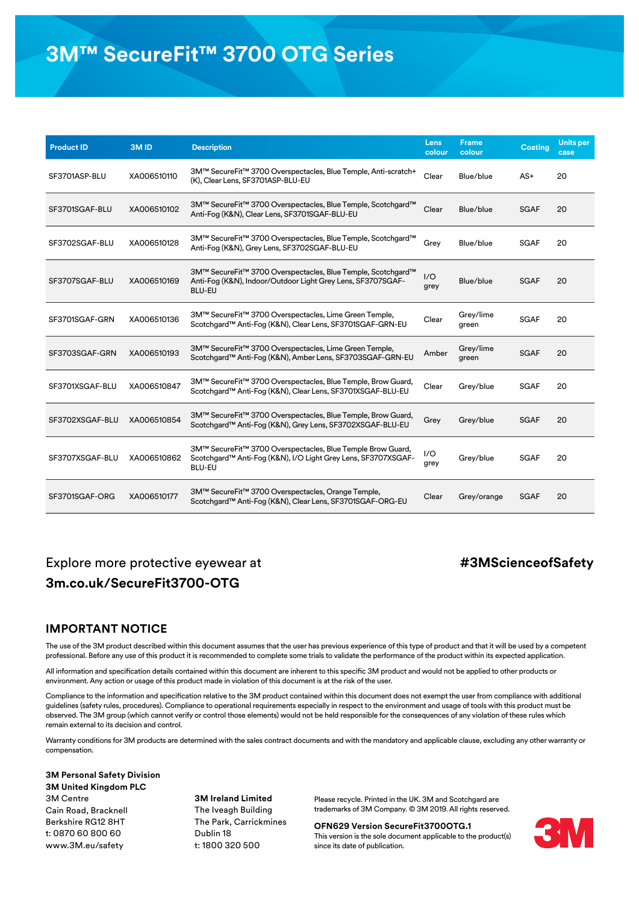# 3M™ SecureFit™ 3700 OTG Series

| Product ID | 3M ID | Description | Lens colour | Frame colour | Coating | Units per case |
|---|---|---|---|---|---|---|
| SF3701ASP-BLU | XA006510110 | 3M™ SecureFit™ 3700 Overspectacles, Blue Temple, Anti-scratch+ (K), Clear Lens, SF3701ASP-BLU-EU | Clear | Blue/blue | AS+ | 20 |
| SF3701SGAF-BLU | XA006510102 | 3M™ SecureFit™ 3700 Overspectacles, Blue Temple, Scotchgard™ Anti-Fog (K&N), Clear Lens, SF3701SGAF-BLU-EU | Clear | Blue/blue | SGAF | 20 |
| SF3702SGAF-BLU | XA006510128 | 3M™ SecureFit™ 3700 Overspectacles, Blue Temple, Scotchgard™ Anti-Fog (K&N), Grey Lens, SF3702SGAF-BLU-EU | Grey | Blue/blue | SGAF | 20 |
| SF3707SGAF-BLU | XA006510169 | 3M™ SecureFit™ 3700 Overspectacles, Blue Temple, Scotchgard™ Anti-Fog (K&N), Indoor/Outdoor Light Grey Lens, SF3707SGAF-BLU-EU | I/O grey | Blue/blue | SGAF | 20 |
| SF3701SGAF-GRN | XA006510136 | 3M™ SecureFit™ 3700 Overspectacles, Lime Green Temple, Scotchgard™ Anti-Fog (K&N), Clear Lens, SF3701SGAF-GRN-EU | Clear | Grey/lime green | SGAF | 20 |
| SF3703SGAF-GRN | XA006510193 | 3M™ SecureFit™ 3700 Overspectacles, Lime Green Temple, Scotchgard™ Anti-Fog (K&N), Amber Lens, SF3703SGAF-GRN-EU | Amber | Grey/lime green | SGAF | 20 |
| SF3701XSGAF-BLU | XA006510847 | 3M™ SecureFit™ 3700 Overspectacles, Blue Temple, Brow Guard, Scotchgard™ Anti-Fog (K&N), Clear Lens, SF3701XSGAF-BLU-EU | Clear | Grey/blue | SGAF | 20 |
| SF3702XSGAF-BLU | XA006510854 | 3M™ SecureFit™ 3700 Overspectacles, Blue Temple, Brow Guard, Scotchgard™ Anti-Fog (K&N), Grey Lens, SF3702XSGAF-BLU-EU | Grey | Grey/blue | SGAF | 20 |
| SF3707XSGAF-BLU | XA006510862 | 3M™ SecureFit™ 3700 Overspectacles, Blue Temple Brow Guard, Scotchgard™ Anti-Fog (K&N), I/O Light Grey Lens, SF3707XSGAF-BLU-EU | I/O grey | Grey/blue | SGAF | 20 |
| SF3701SGAF-ORG | XA006510177 | 3M™ SecureFit™ 3700 Overspectacles, Orange Temple, Scotchgard™ Anti-Fog (K&N), Clear Lens, SF3701SGAF-ORG-EU | Clear | Grey/orange | SGAF | 20 |

Explore more protective eyewear at
**3m.co.uk/SecureFit3700-OTG**

**#3MScienceofSafety**

## IMPORTANT NOTICE

The use of the 3M product described within this document assumes that the user has previous experience of this type of product and that it will be used by a competent professional. Before any use of this product it is recommended to complete some trials to validate the performance of the product within its expected application.

All information and specification details contained within this document are inherent to this specific 3M product and would not be applied to other products or environment. Any action or usage of this product made in violation of this document is at the risk of the user.

Compliance to the information and specification relative to the 3M product contained within this document does not exempt the user from compliance with additional guidelines (safety rules, procedures). Compliance to operational requirements especially in respect to the environment and usage of tools with this product must be observed. The 3M group (which cannot verify or control those elements) would not be held responsible for the consequences of any violation of these rules which remain external to its decision and control.

Warranty conditions for 3M products are determined with the sales contract documents and with the mandatory and applicable clause, excluding any other warranty or compensation.

**3M Personal Safety Division**
**3M United Kingdom PLC**
3M Centre
Cain Road, Bracknell
Berkshire RG12 8HT
t: 0870 60 800 60
www.3M.eu/safety

**3M Ireland Limited**
The Iveagh Building
The Park, Carrickmines
Dublin 18
t: 1800 320 500

Please recycle. Printed in the UK. 3M and Scotchgard are trademarks of 3M Company. © 3M 2019. All rights reserved.

**OFN629 Version SecureFit3700OTG.1**
This version is the sole document applicable to the product(s) since its date of publication.